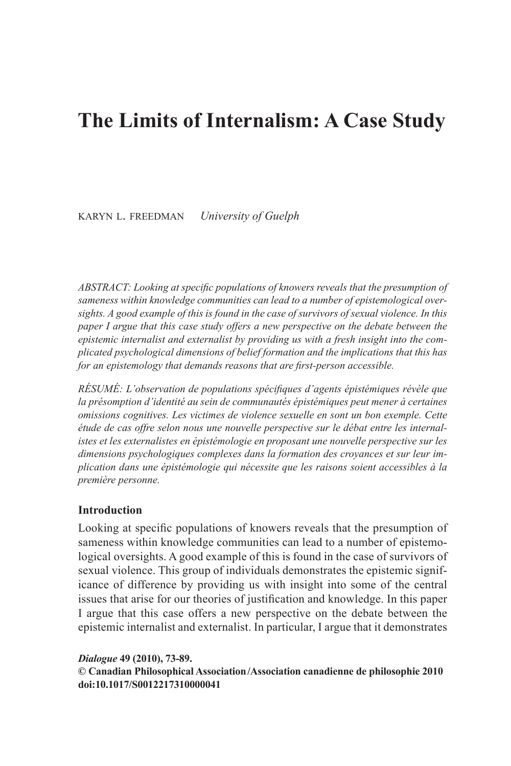# The Limits of Internalism: A Case Study

KARYN L. FREEDMAN *University of Guelph*

*ABSTRACT: Looking at specific populations of knowers reveals that the presumption of sameness within knowledge communities can lead to a number of epistemological oversights. A good example of this is found in the case of survivors of sexual violence. In this paper I argue that this case study offers a new perspective on the debate between the epistemic internalist and externalist by providing us with a fresh insight into the complicated psychological dimensions of belief formation and the implications that this has for an epistemology that demands reasons that are first-person accessible.*

*RÉSUMÉ: L'observation de populations spécifiques d'agents épistémiques révèle que la présomption d'identité au sein de communautés épistémiques peut mener à certaines omissions cognitives. Les victimes de violence sexuelle en sont un bon exemple. Cette étude de cas offre selon nous une nouvelle perspective sur le débat entre les internalistes et les externalistes en épistémologie en proposant une nouvelle perspective sur les dimensions psychologiques complexes dans la formation des croyances et sur leur implication dans une épistémologie qui nécessite que les raisons soient accessibles à la première personne.*

## Introduction

Looking at specific populations of knowers reveals that the presumption of sameness within knowledge communities can lead to a number of epistemological oversights. A good example of this is found in the case of survivors of sexual violence. This group of individuals demonstrates the epistemic significance of difference by providing us with insight into some of the central issues that arise for our theories of justification and knowledge. In this paper I argue that this case offers a new perspective on the debate between the epistemic internalist and externalist. In particular, I argue that it demonstrates

***Dialogue* 49 (2010), 73-89.**
**© Canadian Philosophical Association/Association canadienne de philosophie 2010**
**doi:10.1017/S0012217310000041**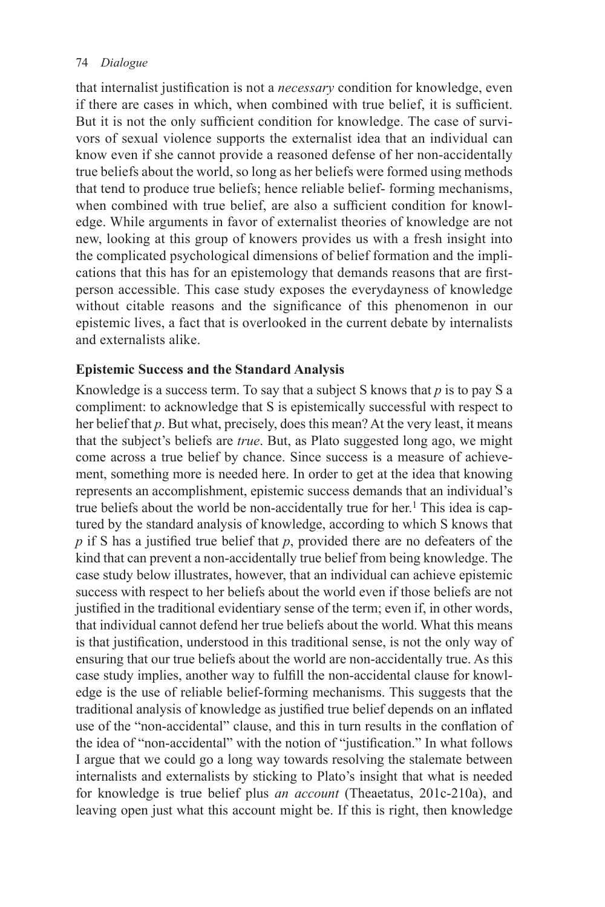that internalist justification is not a *necessary* condition for knowledge, even if there are cases in which, when combined with true belief, it is sufficient. But it is not the only sufficient condition for knowledge. The case of survivors of sexual violence supports the externalist idea that an individual can know even if she cannot provide a reasoned defense of her non-accidentally true beliefs about the world, so long as her beliefs were formed using methods that tend to produce true beliefs; hence reliable belief- forming mechanisms, when combined with true belief, are also a sufficient condition for knowledge. While arguments in favor of externalist theories of knowledge are not new, looking at this group of knowers provides us with a fresh insight into the complicated psychological dimensions of belief formation and the implications that this has for an epistemology that demands reasons that are first-person accessible. This case study exposes the everydayness of knowledge without citable reasons and the significance of this phenomenon in our epistemic lives, a fact that is overlooked in the current debate by internalists and externalists alike.

## Epistemic Success and the Standard Analysis

Knowledge is a success term. To say that a subject S knows that *p* is to pay S a compliment: to acknowledge that S is epistemically successful with respect to her belief that *p*. But what, precisely, does this mean? At the very least, it means that the subject's beliefs are *true*. But, as Plato suggested long ago, we might come across a true belief by chance. Since success is a measure of achievement, something more is needed here. In order to get at the idea that knowing represents an accomplishment, epistemic success demands that an individual's true beliefs about the world be non-accidentally true for her.[1] This idea is captured by the standard analysis of knowledge, according to which S knows that *p* if S has a justified true belief that *p*, provided there are no defeaters of the kind that can prevent a non-accidentally true belief from being knowledge. The case study below illustrates, however, that an individual can achieve epistemic success with respect to her beliefs about the world even if those beliefs are not justified in the traditional evidentiary sense of the term; even if, in other words, that individual cannot defend her true beliefs about the world. What this means is that justification, understood in this traditional sense, is not the only way of ensuring that our true beliefs about the world are non-accidentally true. As this case study implies, another way to fulfill the non-accidental clause for knowledge is the use of reliable belief-forming mechanisms. This suggests that the traditional analysis of knowledge as justified true belief depends on an inflated use of the "non-accidental" clause, and this in turn results in the conflation of the idea of "non-accidental" with the notion of "justification." In what follows I argue that we could go a long way towards resolving the stalemate between internalists and externalists by sticking to Plato's insight that what is needed for knowledge is true belief plus *an account* (Theaetatus, 201c-210a), and leaving open just what this account might be. If this is right, then knowledge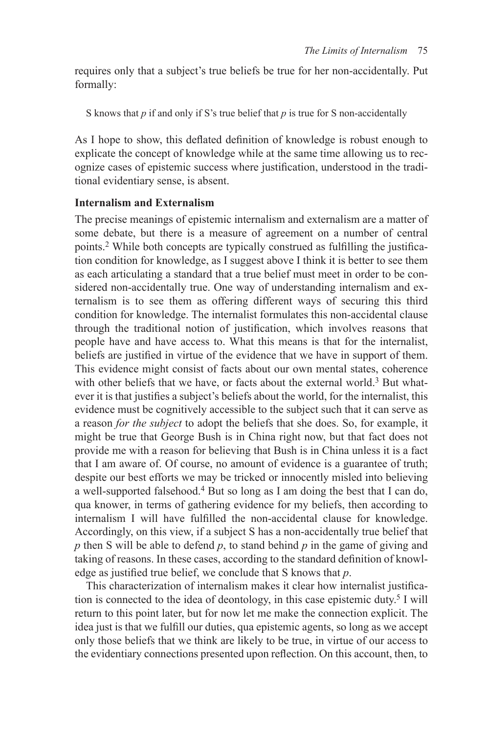requires only that a subject's true beliefs be true for her non-accidentally. Put formally:

> S knows that *p* if and only if S's true belief that *p* is true for S non-accidentally

As I hope to show, this deflated definition of knowledge is robust enough to explicate the concept of knowledge while at the same time allowing us to recognize cases of epistemic success where justification, understood in the traditional evidentiary sense, is absent.

### Internalism and Externalism

The precise meanings of epistemic internalism and externalism are a matter of some debate, but there is a measure of agreement on a number of central points.[2] While both concepts are typically construed as fulfilling the justification condition for knowledge, as I suggest above I think it is better to see them as each articulating a standard that a true belief must meet in order to be considered non-accidentally true. One way of understanding internalism and externalism is to see them as offering different ways of securing this third condition for knowledge. The internalist formulates this non-accidental clause through the traditional notion of justification, which involves reasons that people have and have access to. What this means is that for the internalist, beliefs are justified in virtue of the evidence that we have in support of them. This evidence might consist of facts about our own mental states, coherence with other beliefs that we have, or facts about the external world.[3] But whatever it is that justifies a subject's beliefs about the world, for the internalist, this evidence must be cognitively accessible to the subject such that it can serve as a reason *for the subject* to adopt the beliefs that she does. So, for example, it might be true that George Bush is in China right now, but that fact does not provide me with a reason for believing that Bush is in China unless it is a fact that I am aware of. Of course, no amount of evidence is a guarantee of truth; despite our best efforts we may be tricked or innocently misled into believing a well-supported falsehood.[4] But so long as I am doing the best that I can do, qua knower, in terms of gathering evidence for my beliefs, then according to internalism I will have fulfilled the non-accidental clause for knowledge. Accordingly, on this view, if a subject S has a non-accidentally true belief that *p* then S will be able to defend *p*, to stand behind *p* in the game of giving and taking of reasons. In these cases, according to the standard definition of knowledge as justified true belief, we conclude that S knows that *p*.

This characterization of internalism makes it clear how internalist justification is connected to the idea of deontology, in this case epistemic duty.[5] I will return to this point later, but for now let me make the connection explicit. The idea just is that we fulfill our duties, qua epistemic agents, so long as we accept only those beliefs that we think are likely to be true, in virtue of our access to the evidentiary connections presented upon reflection. On this account, then, to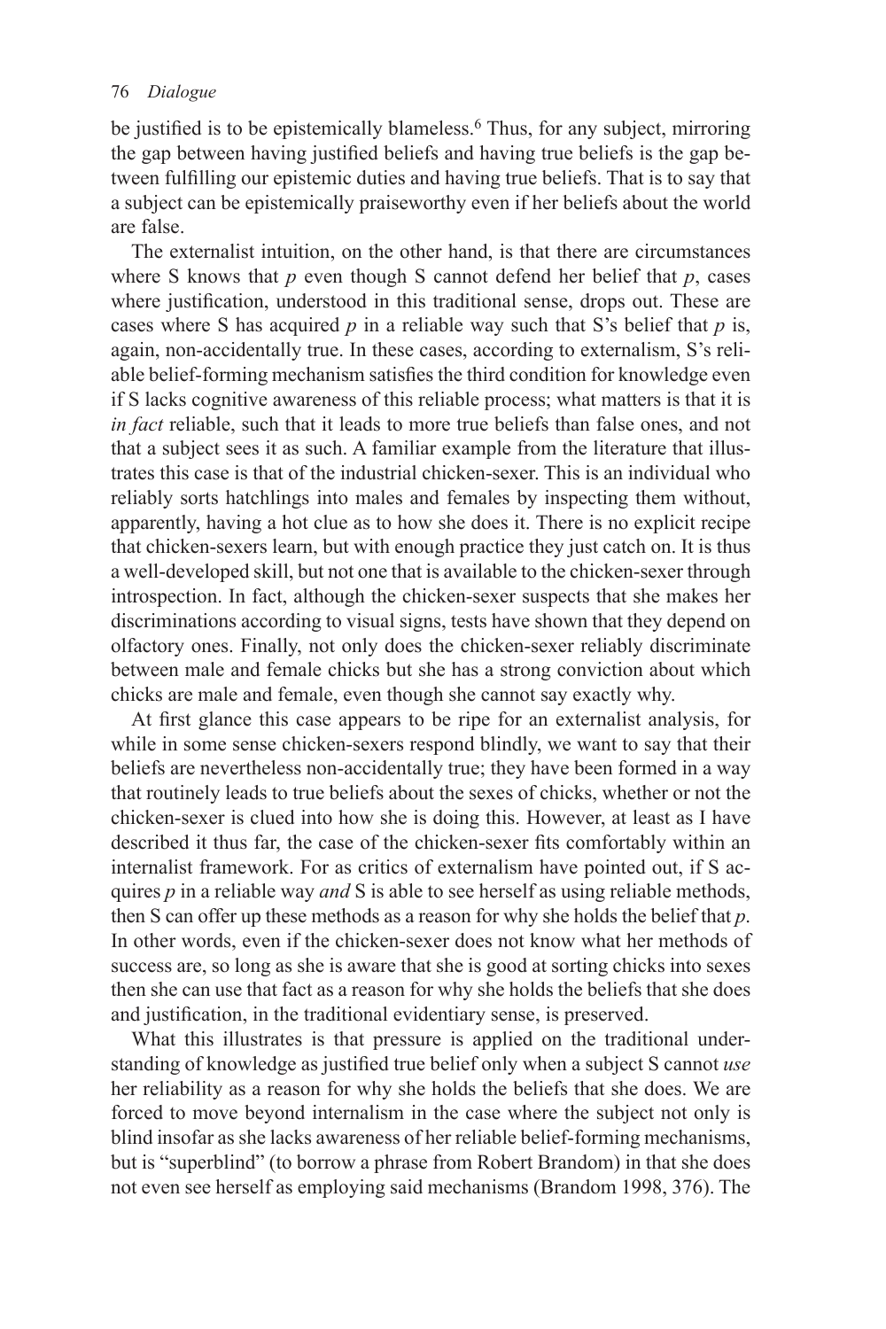be justified is to be epistemically blameless.[6] Thus, for any subject, mirroring the gap between having justified beliefs and having true beliefs is the gap between fulfilling our epistemic duties and having true beliefs. That is to say that a subject can be epistemically praiseworthy even if her beliefs about the world are false.

The externalist intuition, on the other hand, is that there are circumstances where S knows that *p* even though S cannot defend her belief that *p*, cases where justification, understood in this traditional sense, drops out. These are cases where S has acquired *p* in a reliable way such that S's belief that *p* is, again, non-accidentally true. In these cases, according to externalism, S's reliable belief-forming mechanism satisfies the third condition for knowledge even if S lacks cognitive awareness of this reliable process; what matters is that it is *in fact* reliable, such that it leads to more true beliefs than false ones, and not that a subject sees it as such. A familiar example from the literature that illustrates this case is that of the industrial chicken-sexer. This is an individual who reliably sorts hatchlings into males and females by inspecting them without, apparently, having a hot clue as to how she does it. There is no explicit recipe that chicken-sexers learn, but with enough practice they just catch on. It is thus a well-developed skill, but not one that is available to the chicken-sexer through introspection. In fact, although the chicken-sexer suspects that she makes her discriminations according to visual signs, tests have shown that they depend on olfactory ones. Finally, not only does the chicken-sexer reliably discriminate between male and female chicks but she has a strong conviction about which chicks are male and female, even though she cannot say exactly why.

At first glance this case appears to be ripe for an externalist analysis, for while in some sense chicken-sexers respond blindly, we want to say that their beliefs are nevertheless non-accidentally true; they have been formed in a way that routinely leads to true beliefs about the sexes of chicks, whether or not the chicken-sexer is clued into how she is doing this. However, at least as I have described it thus far, the case of the chicken-sexer fits comfortably within an internalist framework. For as critics of externalism have pointed out, if S acquires *p* in a reliable way *and* S is able to see herself as using reliable methods, then S can offer up these methods as a reason for why she holds the belief that *p*. In other words, even if the chicken-sexer does not know what her methods of success are, so long as she is aware that she is good at sorting chicks into sexes then she can use that fact as a reason for why she holds the beliefs that she does and justification, in the traditional evidentiary sense, is preserved.

What this illustrates is that pressure is applied on the traditional understanding of knowledge as justified true belief only when a subject S cannot *use* her reliability as a reason for why she holds the beliefs that she does. We are forced to move beyond internalism in the case where the subject not only is blind insofar as she lacks awareness of her reliable belief-forming mechanisms, but is "superblind" (to borrow a phrase from Robert Brandom) in that she does not even see herself as employing said mechanisms (Brandom 1998, 376). The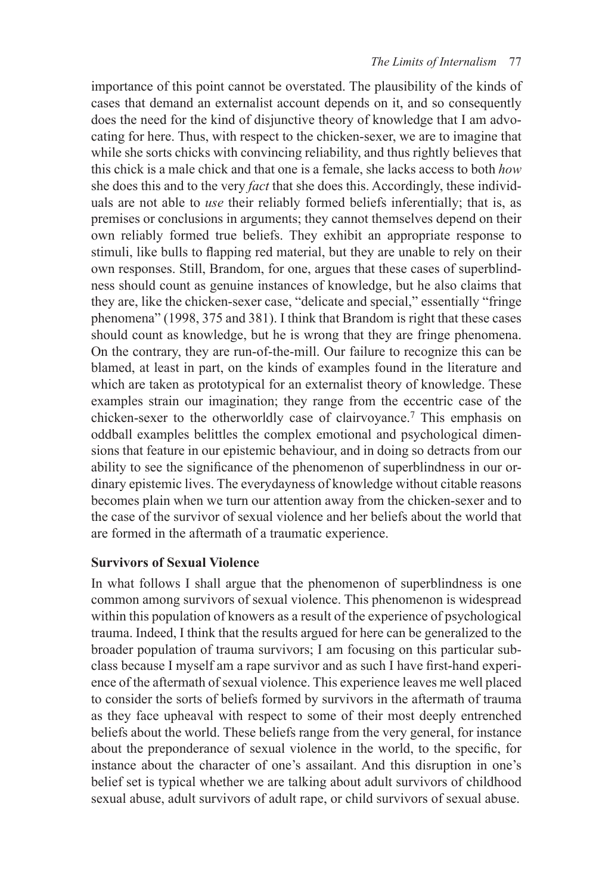importance of this point cannot be overstated. The plausibility of the kinds of cases that demand an externalist account depends on it, and so consequently does the need for the kind of disjunctive theory of knowledge that I am advocating for here. Thus, with respect to the chicken-sexer, we are to imagine that while she sorts chicks with convincing reliability, and thus rightly believes that this chick is a male chick and that one is a female, she lacks access to both *how* she does this and to the very *fact* that she does this. Accordingly, these individuals are not able to *use* their reliably formed beliefs inferentially; that is, as premises or conclusions in arguments; they cannot themselves depend on their own reliably formed true beliefs. They exhibit an appropriate response to stimuli, like bulls to flapping red material, but they are unable to rely on their own responses. Still, Brandom, for one, argues that these cases of superblindness should count as genuine instances of knowledge, but he also claims that they are, like the chicken-sexer case, "delicate and special," essentially "fringe phenomena" (1998, 375 and 381). I think that Brandom is right that these cases should count as knowledge, but he is wrong that they are fringe phenomena. On the contrary, they are run-of-the-mill. Our failure to recognize this can be blamed, at least in part, on the kinds of examples found in the literature and which are taken as prototypical for an externalist theory of knowledge. These examples strain our imagination; they range from the eccentric case of the chicken-sexer to the otherworldly case of clairvoyance.[7] This emphasis on oddball examples belittles the complex emotional and psychological dimensions that feature in our epistemic behaviour, and in doing so detracts from our ability to see the significance of the phenomenon of superblindness in our ordinary epistemic lives. The everydayness of knowledge without citable reasons becomes plain when we turn our attention away from the chicken-sexer and to the case of the survivor of sexual violence and her beliefs about the world that are formed in the aftermath of a traumatic experience.

## Survivors of Sexual Violence

In what follows I shall argue that the phenomenon of superblindness is one common among survivors of sexual violence. This phenomenon is widespread within this population of knowers as a result of the experience of psychological trauma. Indeed, I think that the results argued for here can be generalized to the broader population of trauma survivors; I am focusing on this particular subclass because I myself am a rape survivor and as such I have first-hand experience of the aftermath of sexual violence. This experience leaves me well placed to consider the sorts of beliefs formed by survivors in the aftermath of trauma as they face upheaval with respect to some of their most deeply entrenched beliefs about the world. These beliefs range from the very general, for instance about the preponderance of sexual violence in the world, to the specific, for instance about the character of one's assailant. And this disruption in one's belief set is typical whether we are talking about adult survivors of childhood sexual abuse, adult survivors of adult rape, or child survivors of sexual abuse.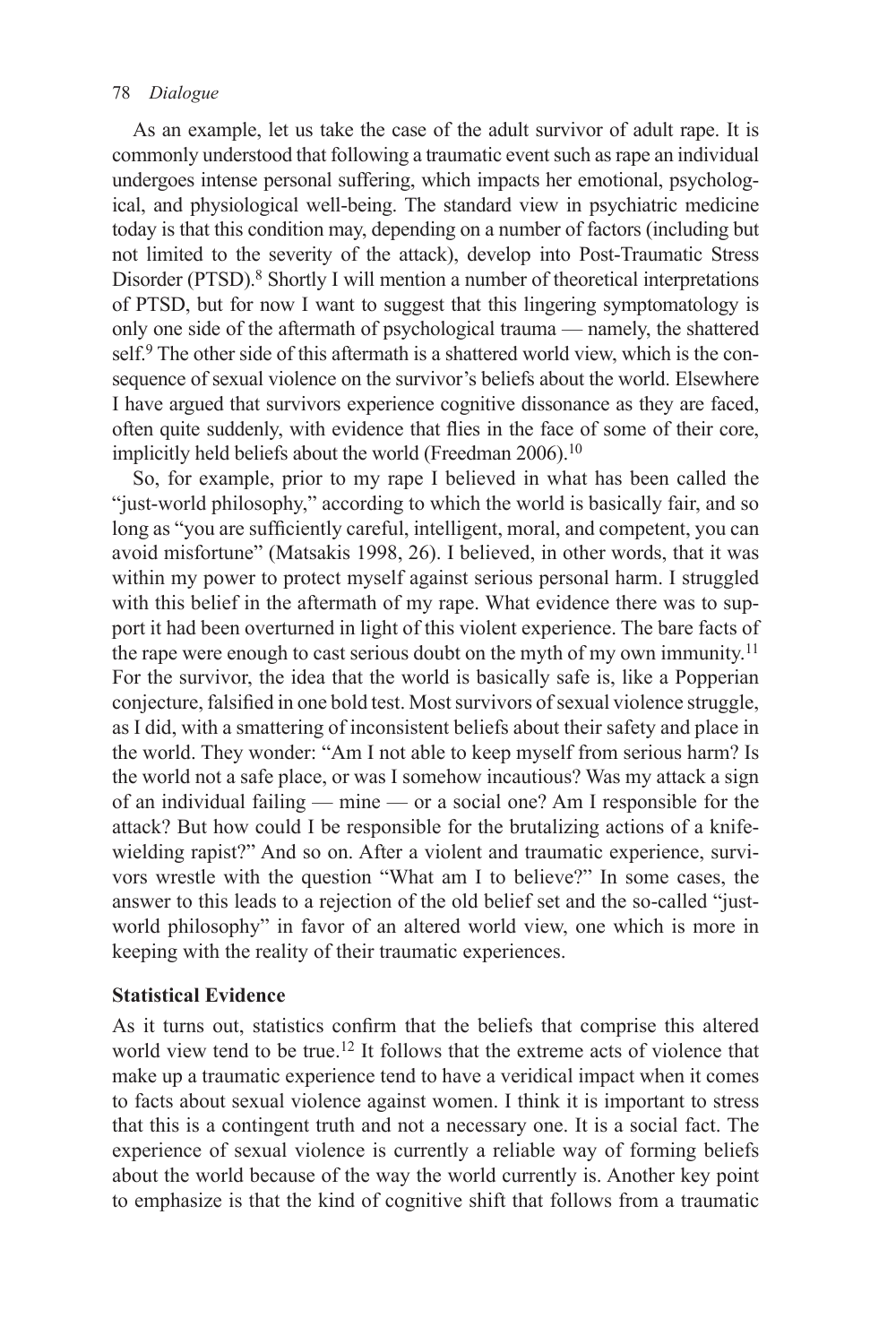As an example, let us take the case of the adult survivor of adult rape. It is commonly understood that following a traumatic event such as rape an individual undergoes intense personal suffering, which impacts her emotional, psychological, and physiological well-being. The standard view in psychiatric medicine today is that this condition may, depending on a number of factors (including but not limited to the severity of the attack), develop into Post-Traumatic Stress Disorder (PTSD).[8] Shortly I will mention a number of theoretical interpretations of PTSD, but for now I want to suggest that this lingering symptomatology is only one side of the aftermath of psychological trauma — namely, the shattered self.[9] The other side of this aftermath is a shattered world view, which is the consequence of sexual violence on the survivor's beliefs about the world. Elsewhere I have argued that survivors experience cognitive dissonance as they are faced, often quite suddenly, with evidence that flies in the face of some of their core, implicitly held beliefs about the world (Freedman 2006).[10]

So, for example, prior to my rape I believed in what has been called the "just-world philosophy," according to which the world is basically fair, and so long as "you are sufficiently careful, intelligent, moral, and competent, you can avoid misfortune" (Matsakis 1998, 26). I believed, in other words, that it was within my power to protect myself against serious personal harm. I struggled with this belief in the aftermath of my rape. What evidence there was to support it had been overturned in light of this violent experience. The bare facts of the rape were enough to cast serious doubt on the myth of my own immunity.[11] For the survivor, the idea that the world is basically safe is, like a Popperian conjecture, falsified in one bold test. Most survivors of sexual violence struggle, as I did, with a smattering of inconsistent beliefs about their safety and place in the world. They wonder: "Am I not able to keep myself from serious harm? Is the world not a safe place, or was I somehow incautious? Was my attack a sign of an individual failing — mine — or a social one? Am I responsible for the attack? But how could I be responsible for the brutalizing actions of a knife-wielding rapist?" And so on. After a violent and traumatic experience, survivors wrestle with the question "What am I to believe?" In some cases, the answer to this leads to a rejection of the old belief set and the so-called "just-world philosophy" in favor of an altered world view, one which is more in keeping with the reality of their traumatic experiences.

**Statistical Evidence**

As it turns out, statistics confirm that the beliefs that comprise this altered world view tend to be true.[12] It follows that the extreme acts of violence that make up a traumatic experience tend to have a veridical impact when it comes to facts about sexual violence against women. I think it is important to stress that this is a contingent truth and not a necessary one. It is a social fact. The experience of sexual violence is currently a reliable way of forming beliefs about the world because of the way the world currently is. Another key point to emphasize is that the kind of cognitive shift that follows from a traumatic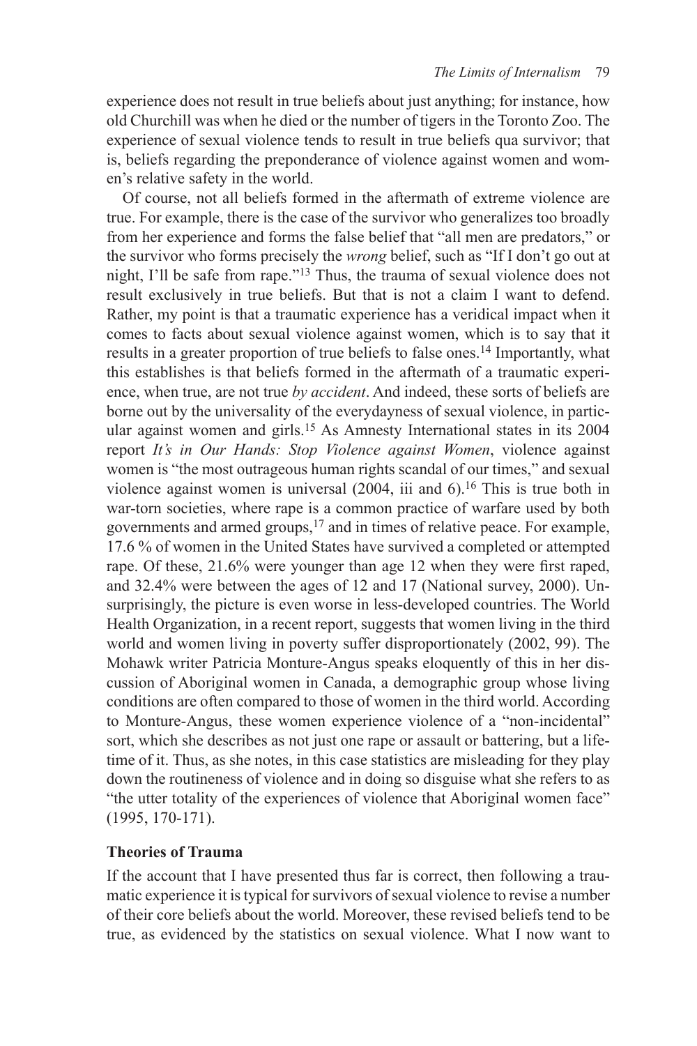experience does not result in true beliefs about just anything; for instance, how old Churchill was when he died or the number of tigers in the Toronto Zoo. The experience of sexual violence tends to result in true beliefs qua survivor; that is, beliefs regarding the preponderance of violence against women and women's relative safety in the world.

Of course, not all beliefs formed in the aftermath of extreme violence are true. For example, there is the case of the survivor who generalizes too broadly from her experience and forms the false belief that "all men are predators," or the survivor who forms precisely the *wrong* belief, such as "If I don't go out at night, I'll be safe from rape."[13] Thus, the trauma of sexual violence does not result exclusively in true beliefs. But that is not a claim I want to defend. Rather, my point is that a traumatic experience has a veridical impact when it comes to facts about sexual violence against women, which is to say that it results in a greater proportion of true beliefs to false ones.[14] Importantly, what this establishes is that beliefs formed in the aftermath of a traumatic experience, when true, are not true *by accident*. And indeed, these sorts of beliefs are borne out by the universality of the everydayness of sexual violence, in particular against women and girls.[15] As Amnesty International states in its 2004 report *It's in Our Hands: Stop Violence against Women*, violence against women is "the most outrageous human rights scandal of our times," and sexual violence against women is universal (2004, iii and 6).[16] This is true both in war-torn societies, where rape is a common practice of warfare used by both governments and armed groups,[17] and in times of relative peace. For example, 17.6 % of women in the United States have survived a completed or attempted rape. Of these, 21.6% were younger than age 12 when they were first raped, and 32.4% were between the ages of 12 and 17 (National survey, 2000). Unsurprisingly, the picture is even worse in less-developed countries. The World Health Organization, in a recent report, suggests that women living in the third world and women living in poverty suffer disproportionately (2002, 99). The Mohawk writer Patricia Monture-Angus speaks eloquently of this in her discussion of Aboriginal women in Canada, a demographic group whose living conditions are often compared to those of women in the third world. According to Monture-Angus, these women experience violence of a "non-incidental" sort, which she describes as not just one rape or assault or battering, but a lifetime of it. Thus, as she notes, in this case statistics are misleading for they play down the routineness of violence and in doing so disguise what she refers to as "the utter totality of the experiences of violence that Aboriginal women face" (1995, 170-171).

## Theories of Trauma

If the account that I have presented thus far is correct, then following a traumatic experience it is typical for survivors of sexual violence to revise a number of their core beliefs about the world. Moreover, these revised beliefs tend to be true, as evidenced by the statistics on sexual violence. What I now want to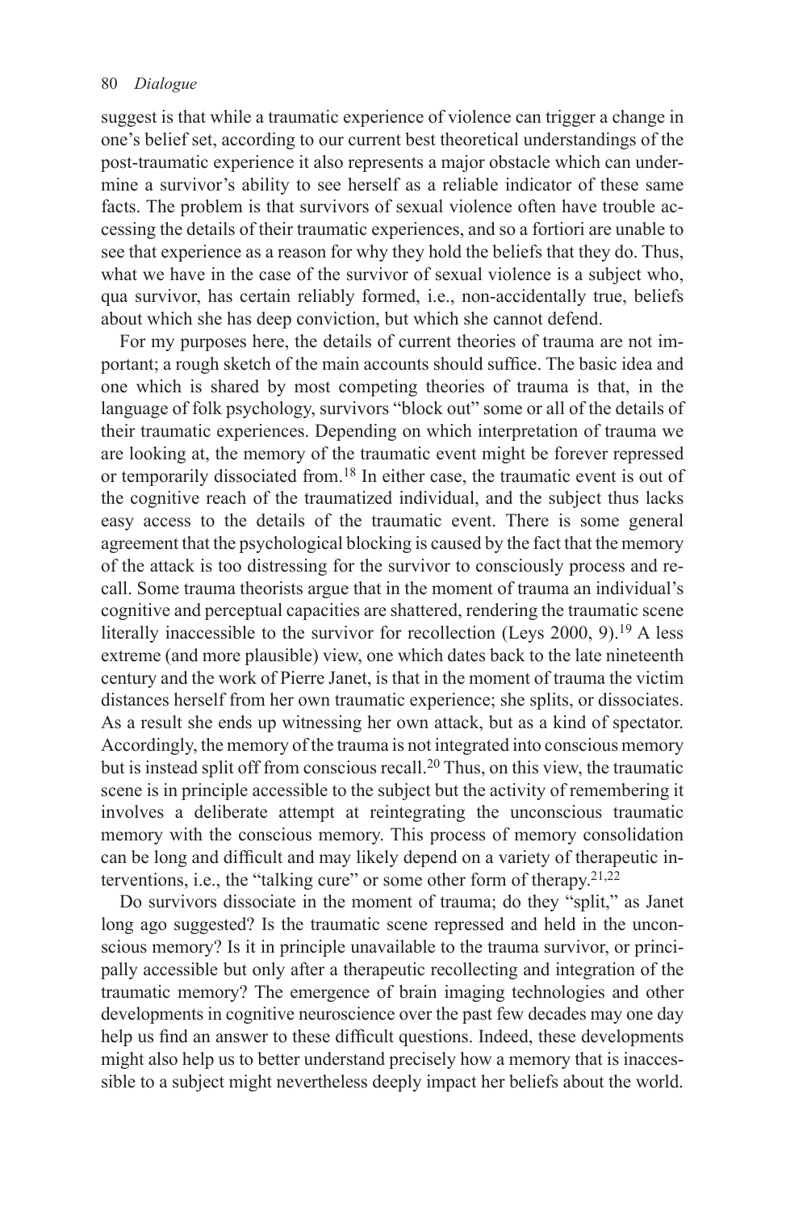suggest is that while a traumatic experience of violence can trigger a change in one's belief set, according to our current best theoretical understandings of the post-traumatic experience it also represents a major obstacle which can undermine a survivor's ability to see herself as a reliable indicator of these same facts. The problem is that survivors of sexual violence often have trouble accessing the details of their traumatic experiences, and so a fortiori are unable to see that experience as a reason for why they hold the beliefs that they do. Thus, what we have in the case of the survivor of sexual violence is a subject who, qua survivor, has certain reliably formed, i.e., non-accidentally true, beliefs about which she has deep conviction, but which she cannot defend.

For my purposes here, the details of current theories of trauma are not important; a rough sketch of the main accounts should suffice. The basic idea and one which is shared by most competing theories of trauma is that, in the language of folk psychology, survivors "block out" some or all of the details of their traumatic experiences. Depending on which interpretation of trauma we are looking at, the memory of the traumatic event might be forever repressed or temporarily dissociated from.[18] In either case, the traumatic event is out of the cognitive reach of the traumatized individual, and the subject thus lacks easy access to the details of the traumatic event. There is some general agreement that the psychological blocking is caused by the fact that the memory of the attack is too distressing for the survivor to consciously process and recall. Some trauma theorists argue that in the moment of trauma an individual's cognitive and perceptual capacities are shattered, rendering the traumatic scene literally inaccessible to the survivor for recollection (Leys 2000, 9).[19] A less extreme (and more plausible) view, one which dates back to the late nineteenth century and the work of Pierre Janet, is that in the moment of trauma the victim distances herself from her own traumatic experience; she splits, or dissociates. As a result she ends up witnessing her own attack, but as a kind of spectator. Accordingly, the memory of the trauma is not integrated into conscious memory but is instead split off from conscious recall.[20] Thus, on this view, the traumatic scene is in principle accessible to the subject but the activity of remembering it involves a deliberate attempt at reintegrating the unconscious traumatic memory with the conscious memory. This process of memory consolidation can be long and difficult and may likely depend on a variety of therapeutic interventions, i.e., the "talking cure" or some other form of therapy.[21,22]

Do survivors dissociate in the moment of trauma; do they "split," as Janet long ago suggested? Is the traumatic scene repressed and held in the unconscious memory? Is it in principle unavailable to the trauma survivor, or principally accessible but only after a therapeutic recollecting and integration of the traumatic memory? The emergence of brain imaging technologies and other developments in cognitive neuroscience over the past few decades may one day help us find an answer to these difficult questions. Indeed, these developments might also help us to better understand precisely how a memory that is inaccessible to a subject might nevertheless deeply impact her beliefs about the world.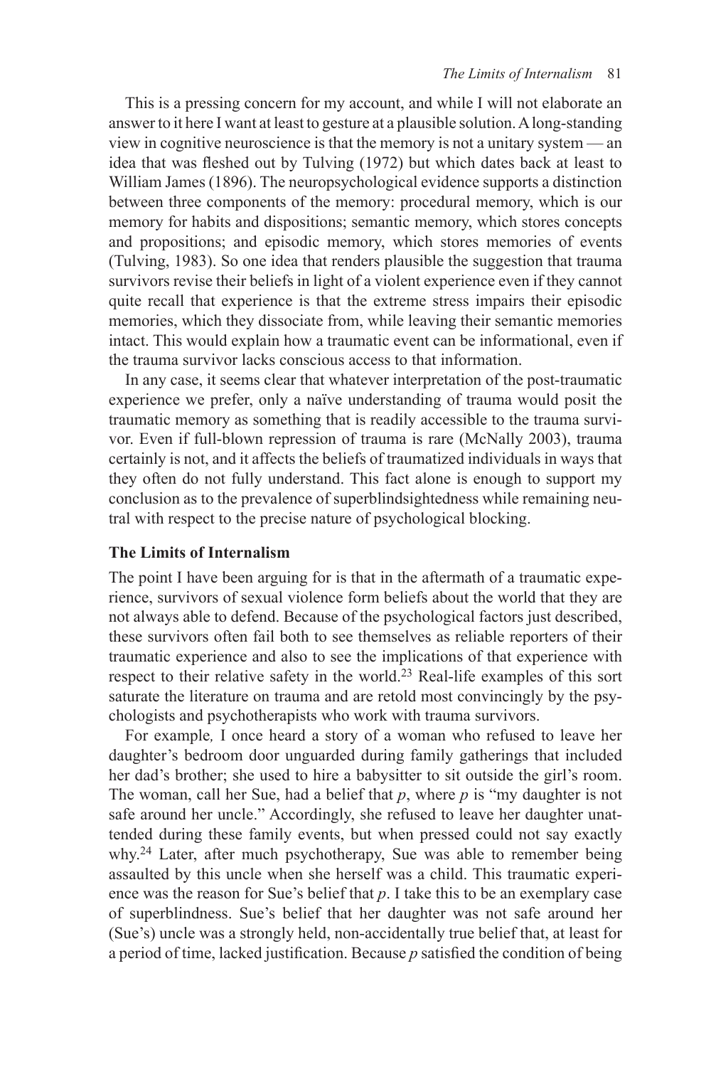This is a pressing concern for my account, and while I will not elaborate an answer to it here I want at least to gesture at a plausible solution. A long-standing view in cognitive neuroscience is that the memory is not a unitary system — an idea that was fleshed out by Tulving (1972) but which dates back at least to William James (1896). The neuropsychological evidence supports a distinction between three components of the memory: procedural memory, which is our memory for habits and dispositions; semantic memory, which stores concepts and propositions; and episodic memory, which stores memories of events (Tulving, 1983). So one idea that renders plausible the suggestion that trauma survivors revise their beliefs in light of a violent experience even if they cannot quite recall that experience is that the extreme stress impairs their episodic memories, which they dissociate from, while leaving their semantic memories intact. This would explain how a traumatic event can be informational, even if the trauma survivor lacks conscious access to that information.

In any case, it seems clear that whatever interpretation of the post-traumatic experience we prefer, only a naïve understanding of trauma would posit the traumatic memory as something that is readily accessible to the trauma survivor. Even if full-blown repression of trauma is rare (McNally 2003), trauma certainly is not, and it affects the beliefs of traumatized individuals in ways that they often do not fully understand. This fact alone is enough to support my conclusion as to the prevalence of superblindsightedness while remaining neutral with respect to the precise nature of psychological blocking.

## The Limits of Internalism

The point I have been arguing for is that in the aftermath of a traumatic experience, survivors of sexual violence form beliefs about the world that they are not always able to defend. Because of the psychological factors just described, these survivors often fail both to see themselves as reliable reporters of their traumatic experience and also to see the implications of that experience with respect to their relative safety in the world.[23] Real-life examples of this sort saturate the literature on trauma and are retold most convincingly by the psychologists and psychotherapists who work with trauma survivors.

For example*,* I once heard a story of a woman who refused to leave her daughter's bedroom door unguarded during family gatherings that included her dad's brother; she used to hire a babysitter to sit outside the girl's room. The woman, call her Sue, had a belief that *p*, where *p* is "my daughter is not safe around her uncle." Accordingly, she refused to leave her daughter unattended during these family events, but when pressed could not say exactly why.[24] Later, after much psychotherapy, Sue was able to remember being assaulted by this uncle when she herself was a child. This traumatic experience was the reason for Sue's belief that *p*. I take this to be an exemplary case of superblindness. Sue's belief that her daughter was not safe around her (Sue's) uncle was a strongly held, non-accidentally true belief that, at least for a period of time, lacked justification. Because *p* satisfied the condition of being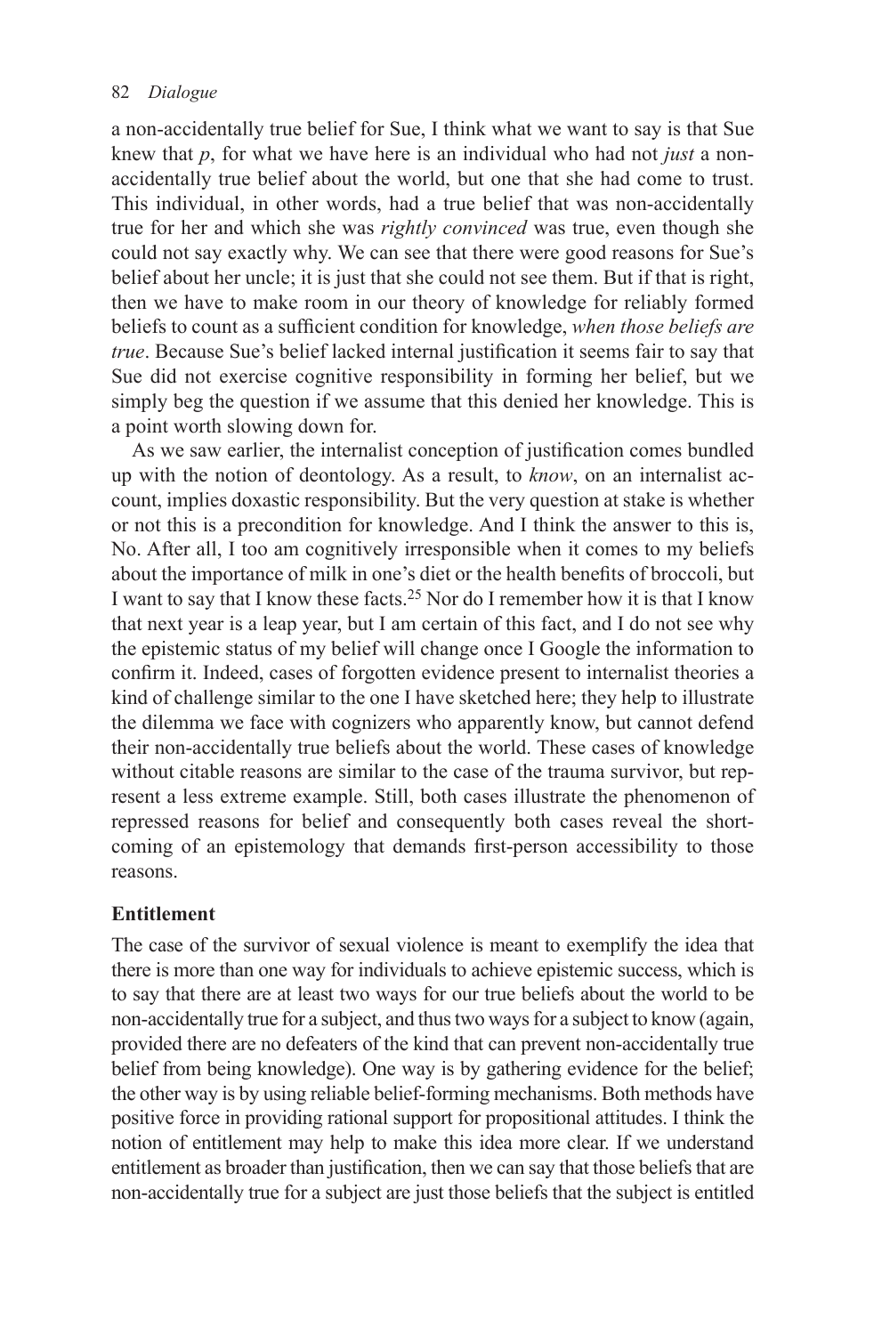a non-accidentally true belief for Sue, I think what we want to say is that Sue knew that *p*, for what we have here is an individual who had not *just* a non-accidentally true belief about the world, but one that she had come to trust. This individual, in other words, had a true belief that was non-accidentally true for her and which she was *rightly convinced* was true, even though she could not say exactly why. We can see that there were good reasons for Sue's belief about her uncle; it is just that she could not see them. But if that is right, then we have to make room in our theory of knowledge for reliably formed beliefs to count as a sufficient condition for knowledge, *when those beliefs are true*. Because Sue's belief lacked internal justification it seems fair to say that Sue did not exercise cognitive responsibility in forming her belief, but we simply beg the question if we assume that this denied her knowledge. This is a point worth slowing down for.

As we saw earlier, the internalist conception of justification comes bundled up with the notion of deontology. As a result, to *know*, on an internalist account, implies doxastic responsibility. But the very question at stake is whether or not this is a precondition for knowledge. And I think the answer to this is, No. After all, I too am cognitively irresponsible when it comes to my beliefs about the importance of milk in one's diet or the health benefits of broccoli, but I want to say that I know these facts.[25] Nor do I remember how it is that I know that next year is a leap year, but I am certain of this fact, and I do not see why the epistemic status of my belief will change once I Google the information to confirm it. Indeed, cases of forgotten evidence present to internalist theories a kind of challenge similar to the one I have sketched here; they help to illustrate the dilemma we face with cognizers who apparently know, but cannot defend their non-accidentally true beliefs about the world. These cases of knowledge without citable reasons are similar to the case of the trauma survivor, but represent a less extreme example. Still, both cases illustrate the phenomenon of repressed reasons for belief and consequently both cases reveal the shortcoming of an epistemology that demands first-person accessibility to those reasons.

## Entitlement

The case of the survivor of sexual violence is meant to exemplify the idea that there is more than one way for individuals to achieve epistemic success, which is to say that there are at least two ways for our true beliefs about the world to be non-accidentally true for a subject, and thus two ways for a subject to know (again, provided there are no defeaters of the kind that can prevent non-accidentally true belief from being knowledge). One way is by gathering evidence for the belief; the other way is by using reliable belief-forming mechanisms. Both methods have positive force in providing rational support for propositional attitudes. I think the notion of entitlement may help to make this idea more clear. If we understand entitlement as broader than justification, then we can say that those beliefs that are non-accidentally true for a subject are just those beliefs that the subject is entitled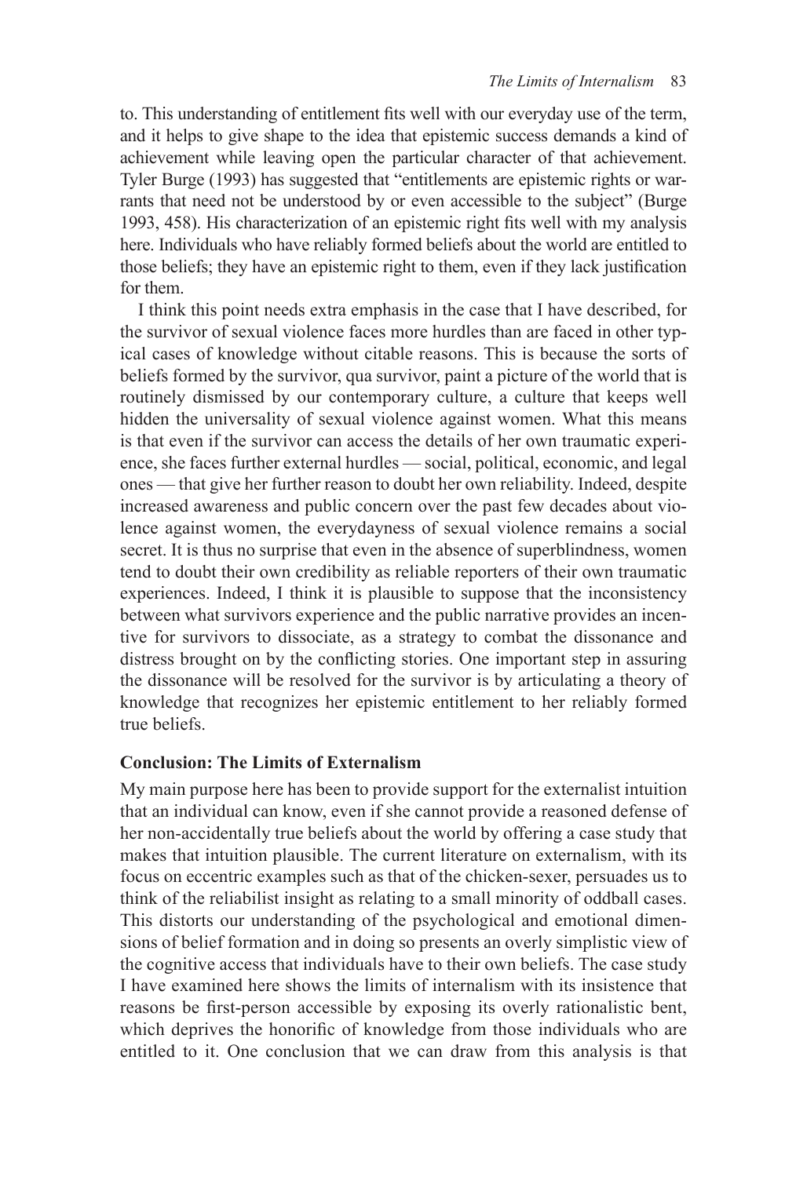to. This understanding of entitlement fits well with our everyday use of the term, and it helps to give shape to the idea that epistemic success demands a kind of achievement while leaving open the particular character of that achievement. Tyler Burge (1993) has suggested that "entitlements are epistemic rights or warrants that need not be understood by or even accessible to the subject" (Burge 1993, 458). His characterization of an epistemic right fits well with my analysis here. Individuals who have reliably formed beliefs about the world are entitled to those beliefs; they have an epistemic right to them, even if they lack justification for them.

I think this point needs extra emphasis in the case that I have described, for the survivor of sexual violence faces more hurdles than are faced in other typical cases of knowledge without citable reasons. This is because the sorts of beliefs formed by the survivor, qua survivor, paint a picture of the world that is routinely dismissed by our contemporary culture, a culture that keeps well hidden the universality of sexual violence against women. What this means is that even if the survivor can access the details of her own traumatic experience, she faces further external hurdles — social, political, economic, and legal ones — that give her further reason to doubt her own reliability. Indeed, despite increased awareness and public concern over the past few decades about violence against women, the everydayness of sexual violence remains a social secret. It is thus no surprise that even in the absence of superblindness, women tend to doubt their own credibility as reliable reporters of their own traumatic experiences. Indeed, I think it is plausible to suppose that the inconsistency between what survivors experience and the public narrative provides an incentive for survivors to dissociate, as a strategy to combat the dissonance and distress brought on by the conflicting stories. One important step in assuring the dissonance will be resolved for the survivor is by articulating a theory of knowledge that recognizes her epistemic entitlement to her reliably formed true beliefs.

## Conclusion: The Limits of Externalism

My main purpose here has been to provide support for the externalist intuition that an individual can know, even if she cannot provide a reasoned defense of her non-accidentally true beliefs about the world by offering a case study that makes that intuition plausible. The current literature on externalism, with its focus on eccentric examples such as that of the chicken-sexer, persuades us to think of the reliabilist insight as relating to a small minority of oddball cases. This distorts our understanding of the psychological and emotional dimensions of belief formation and in doing so presents an overly simplistic view of the cognitive access that individuals have to their own beliefs. The case study I have examined here shows the limits of internalism with its insistence that reasons be first-person accessible by exposing its overly rationalistic bent, which deprives the honorific of knowledge from those individuals who are entitled to it. One conclusion that we can draw from this analysis is that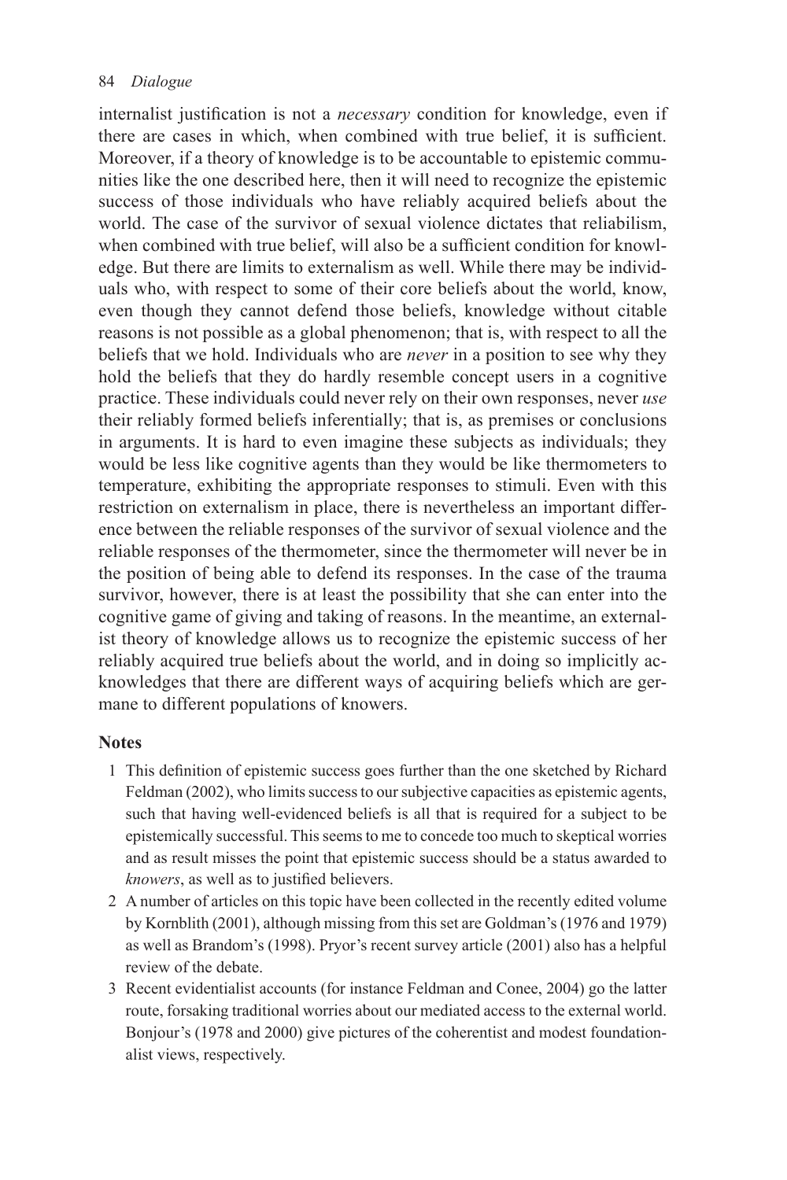internalist justification is not a *necessary* condition for knowledge, even if there are cases in which, when combined with true belief, it is sufficient. Moreover, if a theory of knowledge is to be accountable to epistemic communities like the one described here, then it will need to recognize the epistemic success of those individuals who have reliably acquired beliefs about the world. The case of the survivor of sexual violence dictates that reliabilism, when combined with true belief, will also be a sufficient condition for knowledge. But there are limits to externalism as well. While there may be individuals who, with respect to some of their core beliefs about the world, know, even though they cannot defend those beliefs, knowledge without citable reasons is not possible as a global phenomenon; that is, with respect to all the beliefs that we hold. Individuals who are *never* in a position to see why they hold the beliefs that they do hardly resemble concept users in a cognitive practice. These individuals could never rely on their own responses, never *use* their reliably formed beliefs inferentially; that is, as premises or conclusions in arguments. It is hard to even imagine these subjects as individuals; they would be less like cognitive agents than they would be like thermometers to temperature, exhibiting the appropriate responses to stimuli. Even with this restriction on externalism in place, there is nevertheless an important difference between the reliable responses of the survivor of sexual violence and the reliable responses of the thermometer, since the thermometer will never be in the position of being able to defend its responses. In the case of the trauma survivor, however, there is at least the possibility that she can enter into the cognitive game of giving and taking of reasons. In the meantime, an externalist theory of knowledge allows us to recognize the epistemic success of her reliably acquired true beliefs about the world, and in doing so implicitly acknowledges that there are different ways of acquiring beliefs which are germane to different populations of knowers.

## Notes

1 This definition of epistemic success goes further than the one sketched by Richard Feldman (2002), who limits success to our subjective capacities as epistemic agents, such that having well-evidenced beliefs is all that is required for a subject to be epistemically successful. This seems to me to concede too much to skeptical worries and as result misses the point that epistemic success should be a status awarded to *knowers*, as well as to justified believers.

2 A number of articles on this topic have been collected in the recently edited volume by Kornblith (2001), although missing from this set are Goldman's (1976 and 1979) as well as Brandom's (1998). Pryor's recent survey article (2001) also has a helpful review of the debate.

3 Recent evidentialist accounts (for instance Feldman and Conee, 2004) go the latter route, forsaking traditional worries about our mediated access to the external world. Bonjour's (1978 and 2000) give pictures of the coherentist and modest foundationalist views, respectively.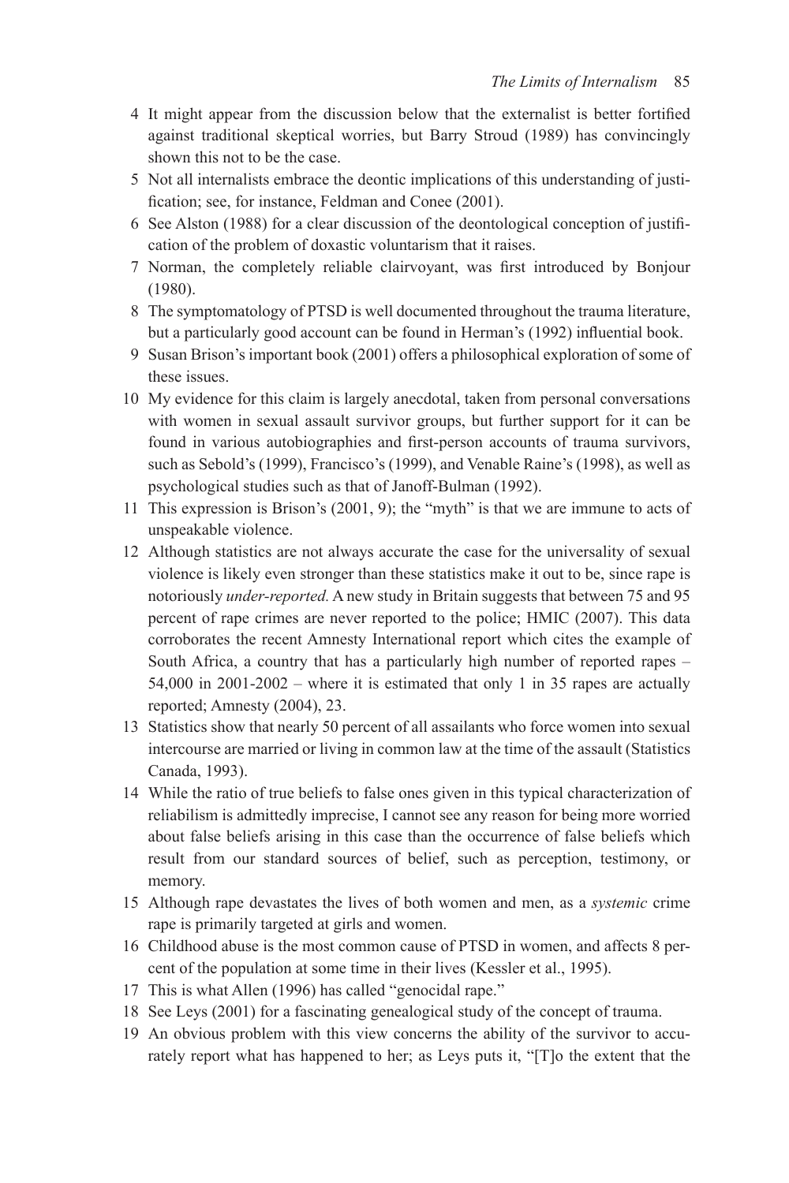4 It might appear from the discussion below that the externalist is better fortified against traditional skeptical worries, but Barry Stroud (1989) has convincingly shown this not to be the case.

5 Not all internalists embrace the deontic implications of this understanding of justification; see, for instance, Feldman and Conee (2001).

6 See Alston (1988) for a clear discussion of the deontological conception of justification of the problem of doxastic voluntarism that it raises.

7 Norman, the completely reliable clairvoyant, was first introduced by Bonjour (1980).

8 The symptomatology of PTSD is well documented throughout the trauma literature, but a particularly good account can be found in Herman's (1992) influential book.

9 Susan Brison's important book (2001) offers a philosophical exploration of some of these issues.

10 My evidence for this claim is largely anecdotal, taken from personal conversations with women in sexual assault survivor groups, but further support for it can be found in various autobiographies and first-person accounts of trauma survivors, such as Sebold's (1999), Francisco's (1999), and Venable Raine's (1998), as well as psychological studies such as that of Janoff-Bulman (1992).

11 This expression is Brison's (2001, 9); the "myth" is that we are immune to acts of unspeakable violence.

12 Although statistics are not always accurate the case for the universality of sexual violence is likely even stronger than these statistics make it out to be, since rape is notoriously *under-reported.* A new study in Britain suggests that between 75 and 95 percent of rape crimes are never reported to the police; HMIC (2007). This data corroborates the recent Amnesty International report which cites the example of South Africa, a country that has a particularly high number of reported rapes – 54,000 in 2001-2002 – where it is estimated that only 1 in 35 rapes are actually reported; Amnesty (2004), 23.

13 Statistics show that nearly 50 percent of all assailants who force women into sexual intercourse are married or living in common law at the time of the assault (Statistics Canada, 1993).

14 While the ratio of true beliefs to false ones given in this typical characterization of reliabilism is admittedly imprecise, I cannot see any reason for being more worried about false beliefs arising in this case than the occurrence of false beliefs which result from our standard sources of belief, such as perception, testimony, or memory.

15 Although rape devastates the lives of both women and men, as a *systemic* crime rape is primarily targeted at girls and women.

16 Childhood abuse is the most common cause of PTSD in women, and affects 8 percent of the population at some time in their lives (Kessler et al., 1995).

17 This is what Allen (1996) has called "genocidal rape."

18 See Leys (2001) for a fascinating genealogical study of the concept of trauma.

19 An obvious problem with this view concerns the ability of the survivor to accurately report what has happened to her; as Leys puts it, "[T]o the extent that the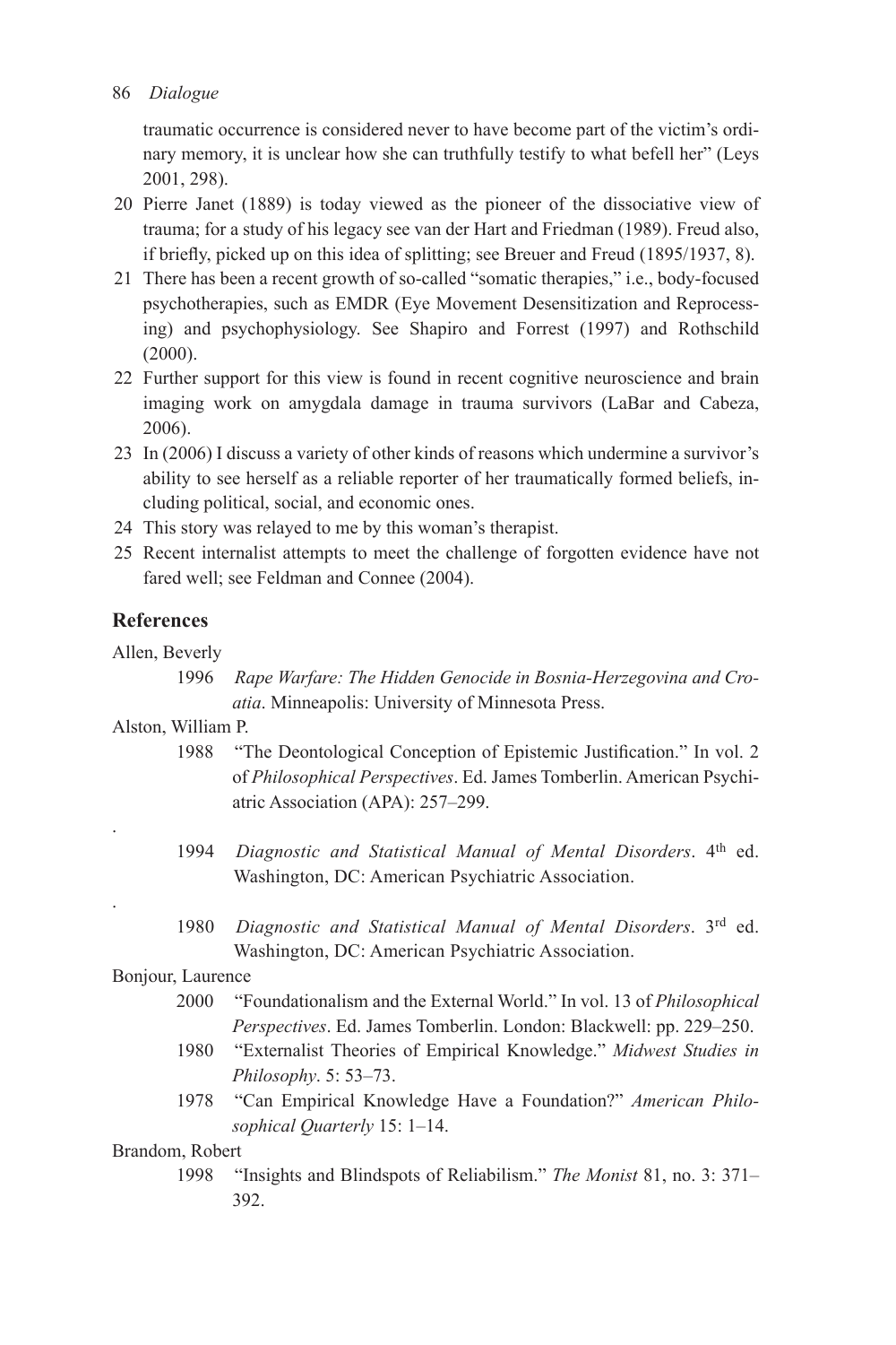traumatic occurrence is considered never to have become part of the victim's ordinary memory, it is unclear how she can truthfully testify to what befell her" (Leys 2001, 298).

20 Pierre Janet (1889) is today viewed as the pioneer of the dissociative view of trauma; for a study of his legacy see van der Hart and Friedman (1989). Freud also, if briefly, picked up on this idea of splitting; see Breuer and Freud (1895/1937, 8).

21 There has been a recent growth of so-called "somatic therapies," i.e., body-focused psychotherapies, such as EMDR (Eye Movement Desensitization and Reprocessing) and psychophysiology. See Shapiro and Forrest (1997) and Rothschild (2000).

22 Further support for this view is found in recent cognitive neuroscience and brain imaging work on amygdala damage in trauma survivors (LaBar and Cabeza, 2006).

23 In (2006) I discuss a variety of other kinds of reasons which undermine a survivor's ability to see herself as a reliable reporter of her traumatically formed beliefs, including political, social, and economic ones.

24 This story was relayed to me by this woman's therapist.

25 Recent internalist attempts to meet the challenge of forgotten evidence have not fared well; see Feldman and Connee (2004).

## References

Allen, Beverly

1996 *Rape Warfare: The Hidden Genocide in Bosnia-Herzegovina and Croatia*. Minneapolis: University of Minnesota Press.

Alston, William P.

1988 "The Deontological Conception of Epistemic Justification." In vol. 2 of *Philosophical Perspectives*. Ed. James Tomberlin. American Psychiatric Association (APA): 257–299.

.

1994 *Diagnostic and Statistical Manual of Mental Disorders*. 4th ed. Washington, DC: American Psychiatric Association.

.

1980 *Diagnostic and Statistical Manual of Mental Disorders*. 3rd ed. Washington, DC: American Psychiatric Association.

Bonjour, Laurence

2000 "Foundationalism and the External World." In vol. 13 of *Philosophical Perspectives*. Ed. James Tomberlin. London: Blackwell: pp. 229–250.

1980 "Externalist Theories of Empirical Knowledge." *Midwest Studies in Philosophy*. 5: 53–73.

1978 "Can Empirical Knowledge Have a Foundation?" *American Philosophical Quarterly* 15: 1–14.

Brandom, Robert

1998 "Insights and Blindspots of Reliabilism." *The Monist* 81, no. 3: 371–392.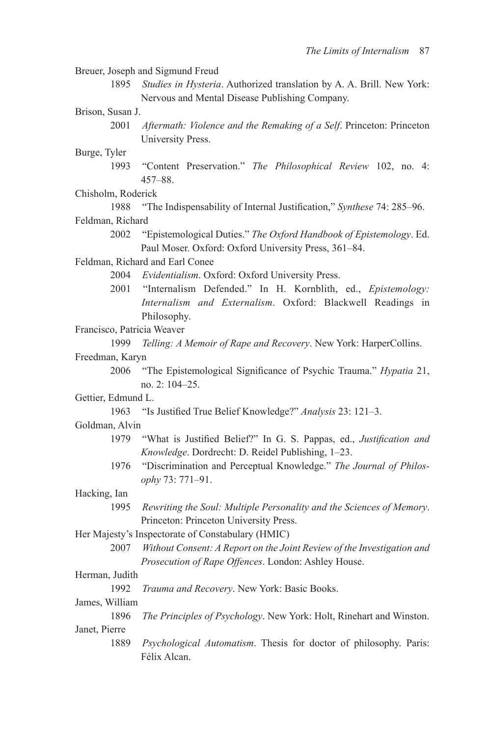Breuer, Joseph and Sigmund Freud

1895 *Studies in Hysteria*. Authorized translation by A. A. Brill. New York: Nervous and Mental Disease Publishing Company.

Brison, Susan J.

2001 *Aftermath: Violence and the Remaking of a Self*. Princeton: Princeton University Press.

Burge, Tyler

1993 "Content Preservation." *The Philosophical Review* 102, no. 4: 457–88.

Chisholm, Roderick

1988 "The Indispensability of Internal Justification," *Synthese* 74: 285–96.

Feldman, Richard

2002 "Epistemological Duties." *The Oxford Handbook of Epistemology*. Ed. Paul Moser. Oxford: Oxford University Press, 361–84.

Feldman, Richard and Earl Conee

2004 *Evidentialism*. Oxford: Oxford University Press.

2001 "Internalism Defended." In H. Kornblith, ed., *Epistemology: Internalism and Externalism*. Oxford: Blackwell Readings in Philosophy.

Francisco, Patricia Weaver

1999 *Telling: A Memoir of Rape and Recovery*. New York: HarperCollins.

Freedman, Karyn

2006 "The Epistemological Significance of Psychic Trauma." *Hypatia* 21, no. 2: 104–25.

Gettier, Edmund L.

1963 "Is Justified True Belief Knowledge?" *Analysis* 23: 121–3.

Goldman, Alvin

1979 "What is Justified Belief?" In G. S. Pappas, ed., *Justification and Knowledge*. Dordrecht: D. Reidel Publishing, 1–23.

1976 "Discrimination and Perceptual Knowledge." *The Journal of Philosophy* 73: 771–91.

Hacking, Ian

1995 *Rewriting the Soul: Multiple Personality and the Sciences of Memory*. Princeton: Princeton University Press.

Her Majesty's Inspectorate of Constabulary (HMIC)

2007 *Without Consent: A Report on the Joint Review of the Investigation and Prosecution of Rape Offences*. London: Ashley House.

Herman, Judith

1992 *Trauma and Recovery*. New York: Basic Books.

James, William

1896 *The Principles of Psychology*. New York: Holt, Rinehart and Winston.

Janet, Pierre

1889 *Psychological Automatism*. Thesis for doctor of philosophy. Paris: Félix Alcan.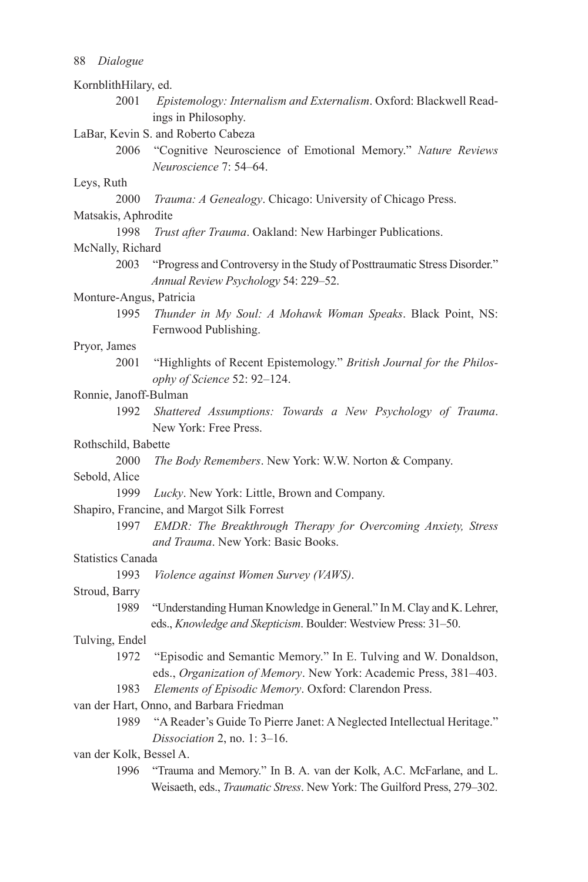KornblithHilary, ed.

2001 *Epistemology: Internalism and Externalism*. Oxford: Blackwell Readings in Philosophy.

LaBar, Kevin S. and Roberto Cabeza

2006 "Cognitive Neuroscience of Emotional Memory." *Nature Reviews Neuroscience* 7: 54–64.

Leys, Ruth

2000 *Trauma: A Genealogy*. Chicago: University of Chicago Press.

Matsakis, Aphrodite

1998 *Trust after Trauma*. Oakland: New Harbinger Publications.

McNally, Richard

2003 "Progress and Controversy in the Study of Posttraumatic Stress Disorder." *Annual Review Psychology* 54: 229–52.

Monture-Angus, Patricia

1995 *Thunder in My Soul: A Mohawk Woman Speaks*. Black Point, NS: Fernwood Publishing.

Pryor, James

2001 "Highlights of Recent Epistemology." *British Journal for the Philosophy of Science* 52: 92–124.

Ronnie, Janoff-Bulman

1992 *Shattered Assumptions: Towards a New Psychology of Trauma*. New York: Free Press.

Rothschild, Babette

2000 *The Body Remembers*. New York: W.W. Norton & Company.

Sebold, Alice

1999 *Lucky*. New York: Little, Brown and Company.

Shapiro, Francine, and Margot Silk Forrest

1997 *EMDR: The Breakthrough Therapy for Overcoming Anxiety, Stress and Trauma*. New York: Basic Books.

Statistics Canada

1993 *Violence against Women Survey (VAWS)*.

Stroud, Barry

1989 "Understanding Human Knowledge in General." In M. Clay and K. Lehrer, eds., *Knowledge and Skepticism*. Boulder: Westview Press: 31–50.

Tulving, Endel

1972 "Episodic and Semantic Memory." In E. Tulving and W. Donaldson, eds., *Organization of Memory*. New York: Academic Press, 381–403.

1983 *Elements of Episodic Memory*. Oxford: Clarendon Press.

van der Hart, Onno, and Barbara Friedman

1989 "A Reader's Guide To Pierre Janet: A Neglected Intellectual Heritage." *Dissociation* 2, no. 1: 3–16.

van der Kolk, Bessel A.

1996 "Trauma and Memory." In B. A. van der Kolk, A.C. McFarlane, and L. Weisaeth, eds., *Traumatic Stress*. New York: The Guilford Press, 279–302.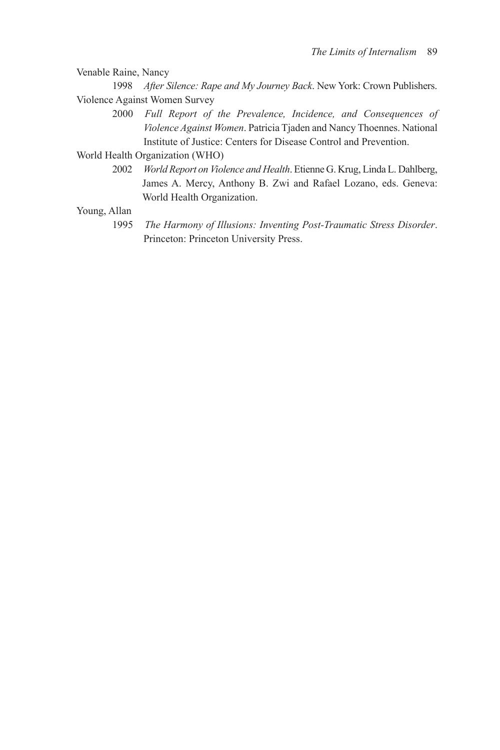Venable Raine, Nancy

1998 *After Silence: Rape and My Journey Back*. New York: Crown Publishers.

Violence Against Women Survey

2000 *Full Report of the Prevalence, Incidence, and Consequences of Violence Against Women*. Patricia Tjaden and Nancy Thoennes. National Institute of Justice: Centers for Disease Control and Prevention.

World Health Organization (WHO)

2002 *World Report on Violence and Health*. Etienne G. Krug, Linda L. Dahlberg, James A. Mercy, Anthony B. Zwi and Rafael Lozano, eds. Geneva: World Health Organization.

Young, Allan

1995 *The Harmony of Illusions: Inventing Post-Traumatic Stress Disorder*. Princeton: Princeton University Press.